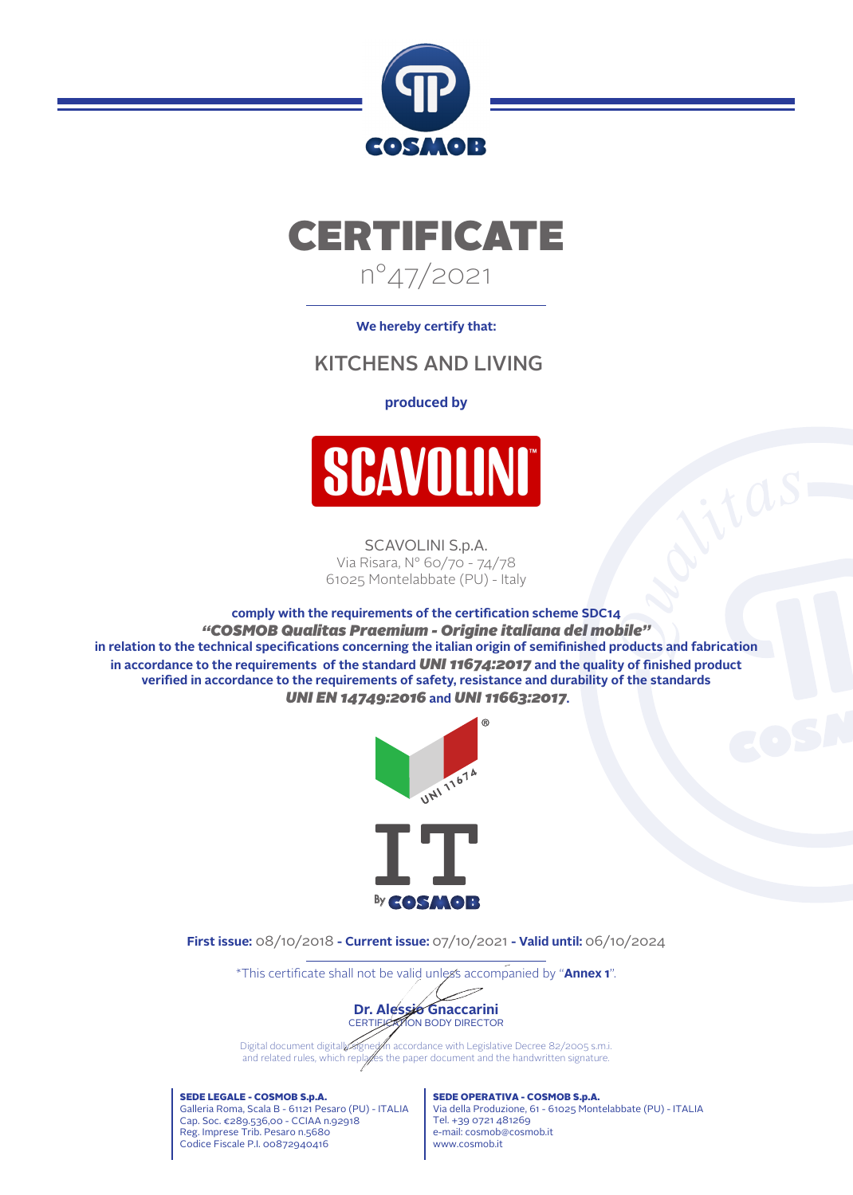COSMOB

# CERTIFICATE

n°47/2021

**We hereby certify that:**

## KITCHENS AND LIVING

**produced by**

SCAVOLINI™

SCAVOLINI S.p.A.
Via Risara, N° 60/70 - 74/78
61025 Montelabbate (PU) - Italy

**comply with the requirements of the certification scheme SDC14**
***"COSMOB Qualitas Praemium - Origine italiana del mobile"***
**in relation to the technical specifications concerning the italian origin of semifinished products and fabrication in accordance to the requirements of the standard *UNI 11674:2017* and the quality of finished product verified in accordance to the requirements of safety, resistance and durability of the standards *UNI EN 14749:2016* and *UNI 11663:2017*.**

UNI 11674 ®

IT By COSMOB

**First issue:** 08/10/2018 **- Current issue:** 07/10/2021 **- Valid until:** 06/10/2024

*This certificate shall not be valid unless accompanied by "**Annex 1**".

**Dr. Alessio Gnaccarini**
CERTIFICATION BODY DIRECTOR

Digital document digitally signed in accordance with Legislative Decree 82/2005 s.m.i. and related rules, which replaces the paper document and the handwritten signature.

**SEDE LEGALE - COSMOB S.p.A.**
Galleria Roma, Scala B - 61121 Pesaro (PU) - ITALIA
Cap. Soc. €289.536,00 - CCIAA n.92918
Reg. Imprese Trib. Pesaro n.5680
Codice Fiscale P.I. 00872940416

**SEDE OPERATIVA - COSMOB S.p.A.**
Via della Produzione, 61 - 61025 Montelabbate (PU) - ITALIA
Tel. +39 0721 481269
e-mail: cosmob@cosmob.it
www.cosmob.it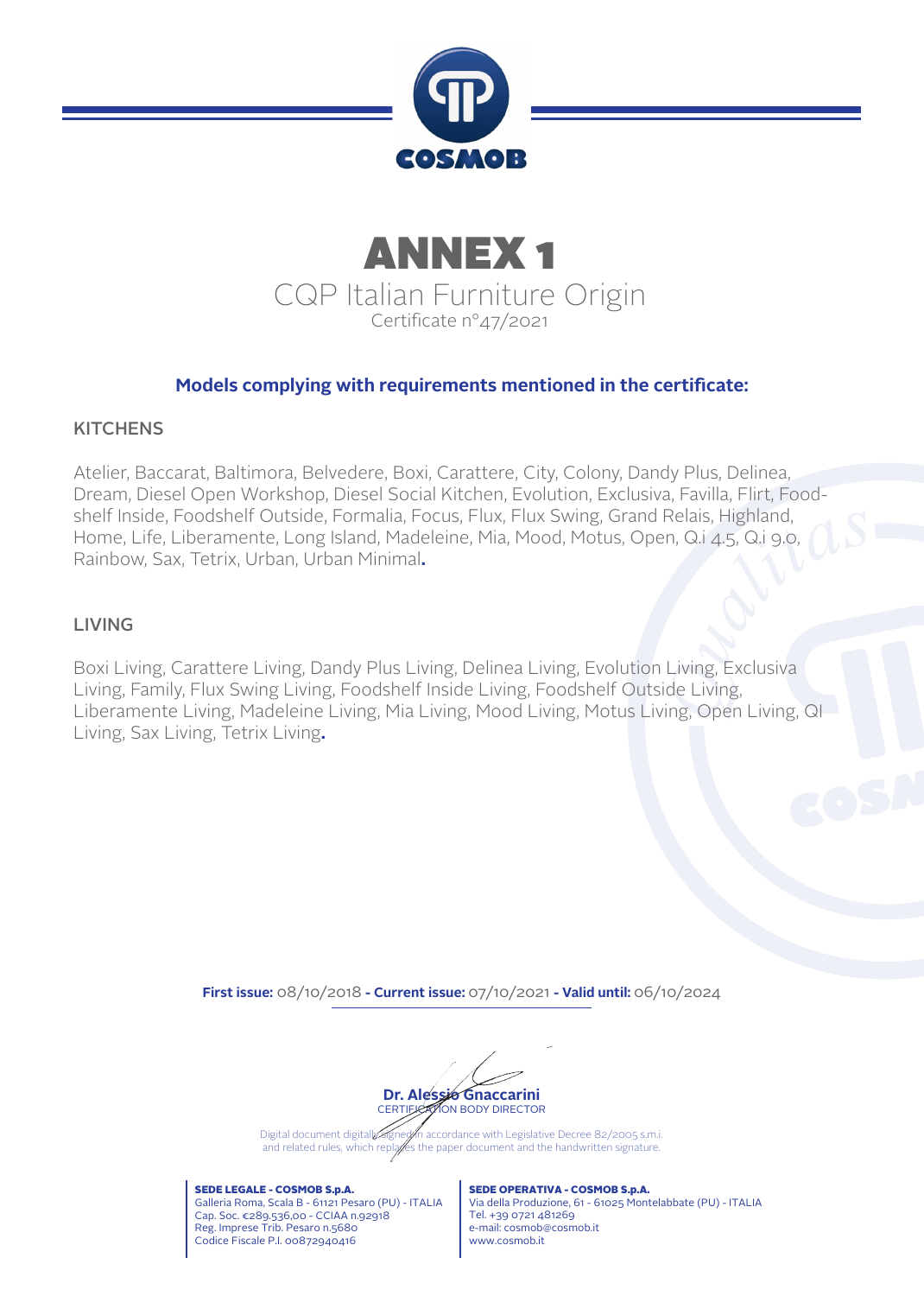# ANNEX 1

## CQP Italian Furniture Origin

Certificate n°47/2021

### Models complying with requirements mentioned in the certificate:

#### KITCHENS

Atelier, Baccarat, Baltimora, Belvedere, Boxi, Carattere, City, Colony, Dandy Plus, Delinea, Dream, Diesel Open Workshop, Diesel Social Kitchen, Evolution, Exclusiva, Favilla, Flirt, Food-shelf Inside, Foodshelf Outside, Formalia, Focus, Flux, Flux Swing, Grand Relais, Highland, Home, Life, Liberamente, Long Island, Madeleine, Mia, Mood, Motus, Open, Q.i 4.5, Q.i 9.0, Rainbow, Sax, Tetrix, Urban, Urban Minimal.

#### LIVING

Boxi Living, Carattere Living, Dandy Plus Living, Delinea Living, Evolution Living, Exclusiva Living, Family, Flux Swing Living, Foodshelf Inside Living, Foodshelf Outside Living, Liberamente Living, Madeleine Living, Mia Living, Mood Living, Motus Living, Open Living, QI Living, Sax Living, Tetrix Living.

**First issue:** 08/10/2018 **- Current issue:** 07/10/2021 **- Valid until:** 06/10/2024

**Dr. Alessio Gnaccarini**
CERTIFICATION BODY DIRECTOR

Digital document digitally signed in accordance with Legislative Decree 82/2005 s.m.i. and related rules, which replaces the paper document and the handwritten signature.

**SEDE LEGALE - COSMOB S.p.A.**
Galleria Roma, Scala B - 61121 Pesaro (PU) - ITALIA
Cap. Soc. €289.536,00 - CCIAA n.92918
Reg. Imprese Trib. Pesaro n.5680
Codice Fiscale P.I. 00872940416

**SEDE OPERATIVA - COSMOB S.p.A.**
Via della Produzione, 61 - 61025 Montelabbate (PU) - ITALIA
Tel. +39 0721 481269
e-mail: cosmob@cosmob.it
www.cosmob.it